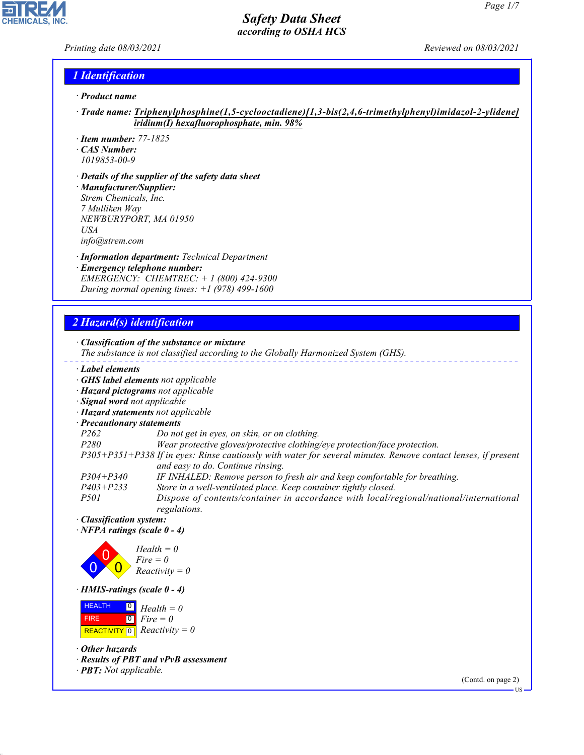# Safety Data Sheet
## according to OSHA HCS

Printing date 08/03/2021 Reviewed on 08/03/2021

## 1 Identification

· **Product name**

· **Trade name:** **Triphenylphosphine(1,5-cyclooctadiene)[1,3-bis(2,4,6-trimethylphenyl)imidazol-2-ylidene] iridium(I) hexafluorophosphate, min. 98%**

· **Item number:** 77-1825
· **CAS Number:**
1019853-00-9

· **Details of the supplier of the safety data sheet**
· **Manufacturer/Supplier:**
Strem Chemicals, Inc.
7 Mulliken Way
NEWBURYPORT, MA 01950
USA
info@strem.com

· **Information department:** Technical Department
· **Emergency telephone number:**
EMERGENCY: CHEMTREC: + 1 (800) 424-9300
During normal opening times: +1 (978) 499-1600

## 2 Hazard(s) identification

· **Classification of the substance or mixture**
The substance is not classified according to the Globally Harmonized System (GHS).

· **Label elements**
· **GHS label elements** not applicable
· **Hazard pictograms** not applicable
· **Signal word** not applicable
· **Hazard statements** not applicable
· **Precautionary statements**

| | |
|---|---|
| P262 | Do not get in eyes, on skin, or on clothing. |
| P280 | Wear protective gloves/protective clothing/eye protection/face protection. |
| P305+P351+P338 | If in eyes: Rinse cautiously with water for several minutes. Remove contact lenses, if present and easy to do. Continue rinsing. |
| P304+P340 | IF INHALED: Remove person to fresh air and keep comfortable for breathing. |
| P403+P233 | Store in a well-ventilated place. Keep container tightly closed. |
| P501 | Dispose of contents/container in accordance with local/regional/national/international regulations. |

· **Classification system:**
· **NFPA ratings (scale 0 - 4)**

Health = 0
Fire = 0
Reactivity = 0

· **HMIS-ratings (scale 0 - 4)**

| | | |
|---|---|---|
| HEALTH | 0 | Health = 0 |
| FIRE | 0 | Fire = 0 |
| REACTIVITY | 0 | Reactivity = 0 |

· **Other hazards**
· **Results of PBT and vPvB assessment**
· **PBT:** Not applicable.

(Contd. on page 2)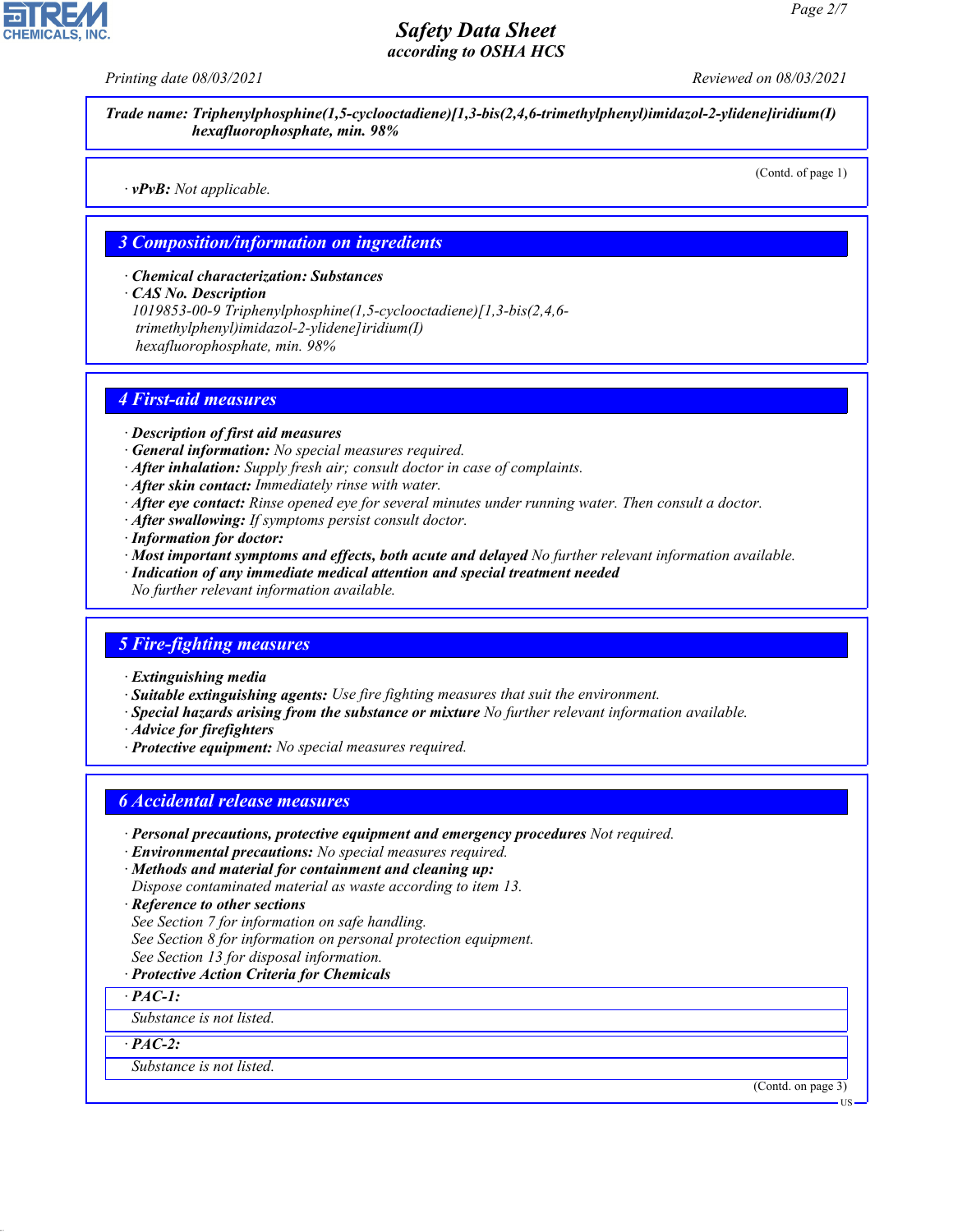**Trade name: Triphenylphosphine(1,5-cyclooctadiene)[1,3-bis(2,4,6-trimethylphenyl)imidazol-2-ylidene]iridium(I) hexafluorophosphate, min. 98%**

(Contd. of page 1)

· **vPvB:** Not applicable.

## 3 Composition/information on ingredients

· **Chemical characterization: Substances**
· **CAS No. Description**
1019853-00-9 Triphenylphosphine(1,5-cyclooctadiene)[1,3-bis(2,4,6-trimethylphenyl)imidazol-2-ylidene]iridium(I) hexafluorophosphate, min. 98%

## 4 First-aid measures

· **Description of first aid measures**
· **General information:** No special measures required.
· **After inhalation:** Supply fresh air; consult doctor in case of complaints.
· **After skin contact:** Immediately rinse with water.
· **After eye contact:** Rinse opened eye for several minutes under running water. Then consult a doctor.
· **After swallowing:** If symptoms persist consult doctor.
· **Information for doctor:**
· **Most important symptoms and effects, both acute and delayed** No further relevant information available.
· **Indication of any immediate medical attention and special treatment needed**
No further relevant information available.

## 5 Fire-fighting measures

· **Extinguishing media**
· **Suitable extinguishing agents:** Use fire fighting measures that suit the environment.
· **Special hazards arising from the substance or mixture** No further relevant information available.
· **Advice for firefighters**
· **Protective equipment:** No special measures required.

## 6 Accidental release measures

· **Personal precautions, protective equipment and emergency procedures** Not required.
· **Environmental precautions:** No special measures required.
· **Methods and material for containment and cleaning up:**
Dispose contaminated material as waste according to item 13.
· **Reference to other sections**
See Section 7 for information on safe handling.
See Section 8 for information on personal protection equipment.
See Section 13 for disposal information.
· **Protective Action Criteria for Chemicals**

· **PAC-1:**

Substance is not listed.

· **PAC-2:**

Substance is not listed.

(Contd. on page 3)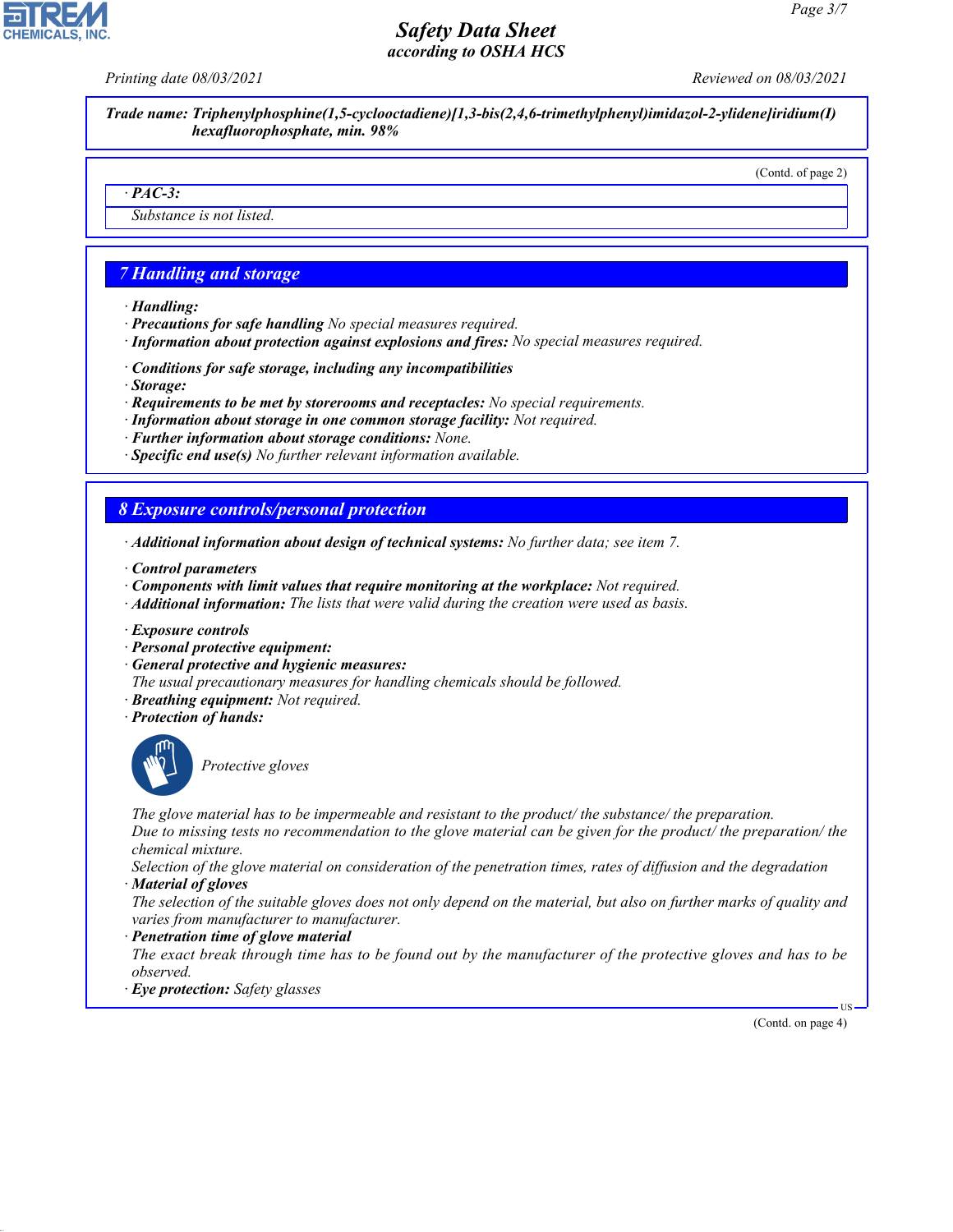**Trade name: Triphenylphosphine(1,5-cyclooctadiene)[1,3-bis(2,4,6-trimethylphenyl)imidazol-2-ylidene]iridium(I) hexafluorophosphate, min. 98%**

(Contd. of page 2)

· **PAC-3:**

Substance is not listed.

## 7 Handling and storage

· **Handling:**
· **Precautions for safe handling** No special measures required.
· **Information about protection against explosions and fires:** No special measures required.

· **Conditions for safe storage, including any incompatibilities**
· **Storage:**
· **Requirements to be met by storerooms and receptacles:** No special requirements.
· **Information about storage in one common storage facility:** Not required.
· **Further information about storage conditions:** None.
· **Specific end use(s)** No further relevant information available.

## 8 Exposure controls/personal protection

· **Additional information about design of technical systems:** No further data; see item 7.

· **Control parameters**
· **Components with limit values that require monitoring at the workplace:** Not required.
· **Additional information:** The lists that were valid during the creation were used as basis.

· **Exposure controls**
· **Personal protective equipment:**
· **General protective and hygienic measures:**
The usual precautionary measures for handling chemicals should be followed.
· **Breathing equipment:** Not required.
· **Protection of hands:**

Protective gloves

The glove material has to be impermeable and resistant to the product/ the substance/ the preparation.
Due to missing tests no recommendation to the glove material can be given for the product/ the preparation/ the chemical mixture.
Selection of the glove material on consideration of the penetration times, rates of diffusion and the degradation
· **Material of gloves**
The selection of the suitable gloves does not only depend on the material, but also on further marks of quality and varies from manufacturer to manufacturer.
· **Penetration time of glove material**
The exact break through time has to be found out by the manufacturer of the protective gloves and has to be observed.
· **Eye protection:** Safety glasses

(Contd. on page 4)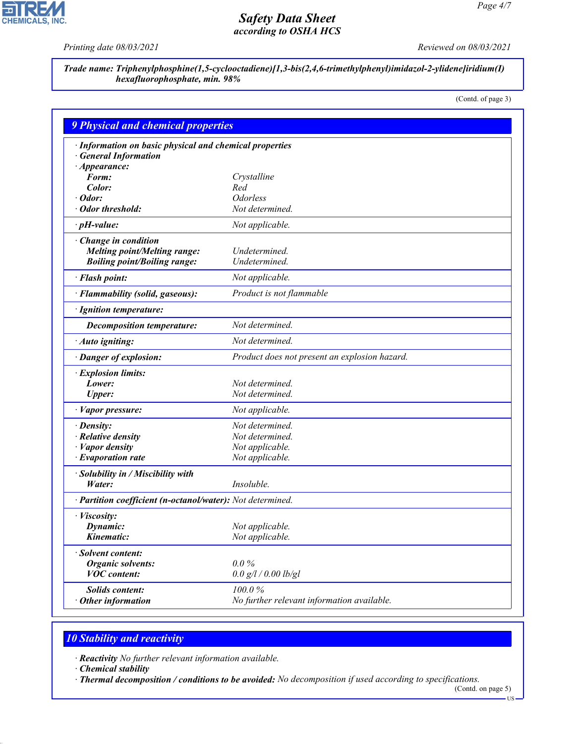**Trade name: Triphenylphosphine(1,5-cyclooctadiene)[1,3-bis(2,4,6-trimethylphenyl)imidazol-2-ylidene]iridium(I) hexafluorophosphate, min. 98%**

(Contd. of page 3)

## 9 Physical and chemical properties

| | |
|---|---|
| **· Information on basic physical and chemical properties** | |
| **· General Information** | |
| **· Appearance:** | |
| **Form:** | Crystalline |
| **Color:** | Red |
| **· Odor:** | Odorless |
| **· Odor threshold:** | Not determined. |
| **· pH-value:** | Not applicable. |
| **· Change in condition** | |
| **Melting point/Melting range:** | Undetermined. |
| **Boiling point/Boiling range:** | Undetermined. |
| **· Flash point:** | Not applicable. |
| **· Flammability (solid, gaseous):** | Product is not flammable |
| **· Ignition temperature:** | |
| **Decomposition temperature:** | Not determined. |
| **· Auto igniting:** | Not determined. |
| **· Danger of explosion:** | Product does not present an explosion hazard. |
| **· Explosion limits:** | |
| **Lower:** | Not determined. |
| **Upper:** | Not determined. |
| **· Vapor pressure:** | Not applicable. |
| **· Density:** | Not determined. |
| **· Relative density** | Not determined. |
| **· Vapor density** | Not applicable. |
| **· Evaporation rate** | Not applicable. |
| **· Solubility in / Miscibility with** | |
| **Water:** | Insoluble. |
| **· Partition coefficient (n-octanol/water):** | Not determined. |
| **· Viscosity:** | |
| **Dynamic:** | Not applicable. |
| **Kinematic:** | Not applicable. |
| **· Solvent content:** | |
| **Organic solvents:** | 0.0 % |
| **VOC content:** | 0.0 g/l / 0.00 lb/gl |
| **Solids content:** | 100.0 % |
| **· Other information** | No further relevant information available. |

## 10 Stability and reactivity

· **Reactivity** No further relevant information available.

· **Chemical stability**

· **Thermal decomposition / conditions to be avoided:** No decomposition if used according to specifications.

(Contd. on page 5)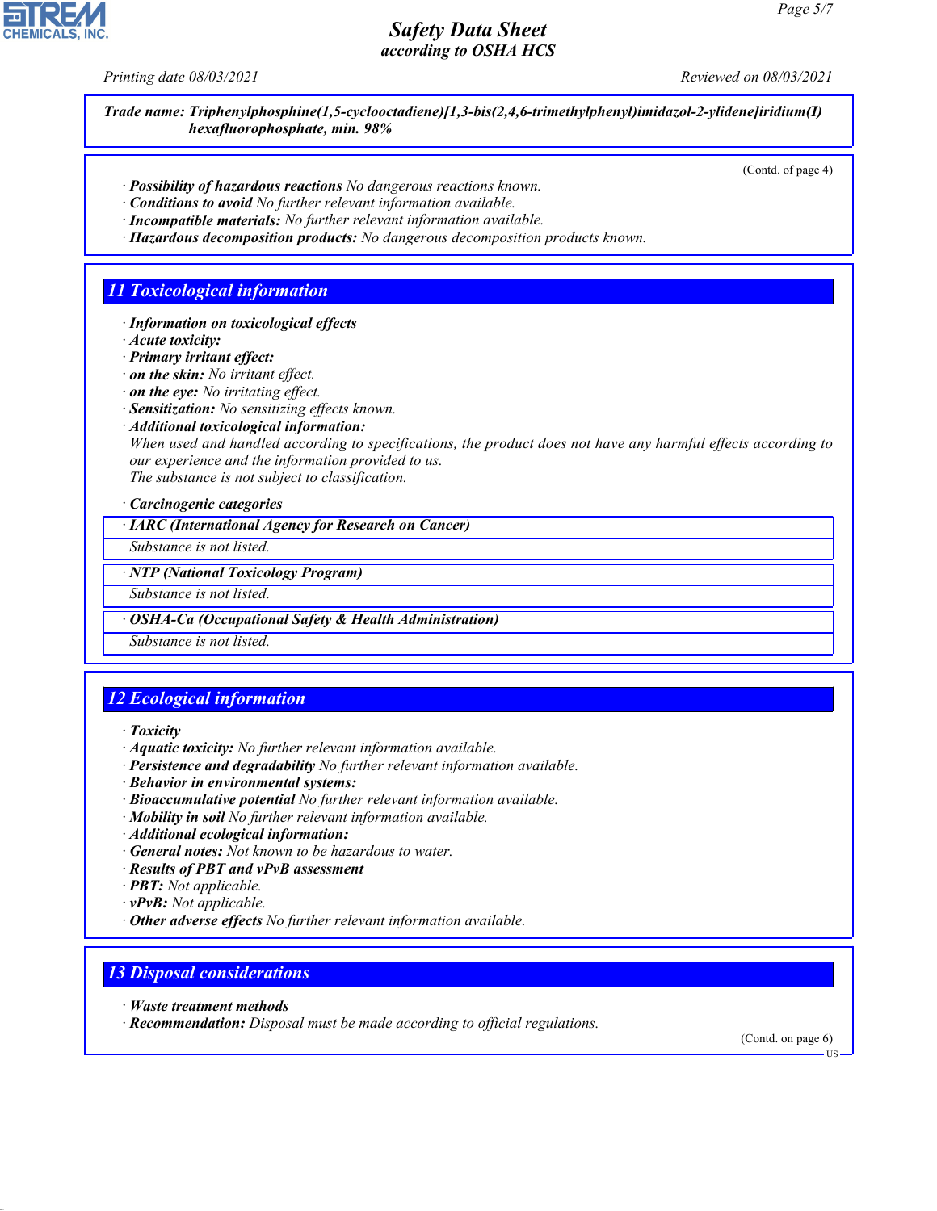Trade name: Triphenylphosphine(1,5-cyclooctadiene)[1,3-bis(2,4,6-trimethylphenyl)imidazol-2-ylidene]iridium(I) hexafluorophosphate, min. 98%

(Contd. of page 4)

· **Possibility of hazardous reactions** No dangerous reactions known.
· **Conditions to avoid** No further relevant information available.
· **Incompatible materials:** No further relevant information available.
· **Hazardous decomposition products:** No dangerous decomposition products known.

## 11 Toxicological information

· **Information on toxicological effects**
· **Acute toxicity:**
· **Primary irritant effect:**
· **on the skin:** No irritant effect.
· **on the eye:** No irritating effect.
· **Sensitization:** No sensitizing effects known.
· **Additional toxicological information:**
When used and handled according to specifications, the product does not have any harmful effects according to our experience and the information provided to us.
The substance is not subject to classification.

· **Carcinogenic categories**

| · IARC (International Agency for Research on Cancer) |
| --- |
| Substance is not listed. |

| · NTP (National Toxicology Program) |
| --- |
| Substance is not listed. |

| · OSHA-Ca (Occupational Safety & Health Administration) |
| --- |
| Substance is not listed. |

## 12 Ecological information

· **Toxicity**
· **Aquatic toxicity:** No further relevant information available.
· **Persistence and degradability** No further relevant information available.
· **Behavior in environmental systems:**
· **Bioaccumulative potential** No further relevant information available.
· **Mobility in soil** No further relevant information available.
· **Additional ecological information:**
· **General notes:** Not known to be hazardous to water.
· **Results of PBT and vPvB assessment**
· **PBT:** Not applicable.
· **vPvB:** Not applicable.
· **Other adverse effects** No further relevant information available.

## 13 Disposal considerations

· **Waste treatment methods**
· **Recommendation:** Disposal must be made according to official regulations.

(Contd. on page 6)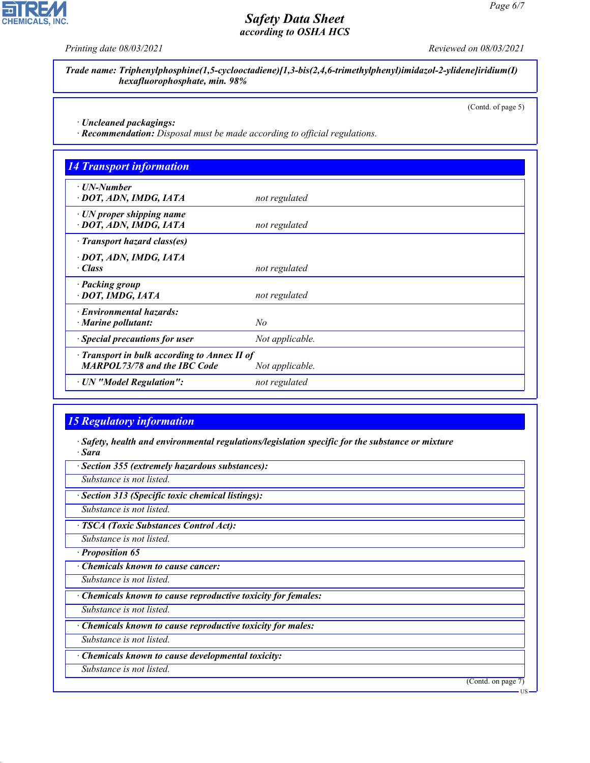**Trade name: Triphenylphosphine(1,5-cyclooctadiene)[1,3-bis(2,4,6-trimethylphenyl)imidazol-2-ylidene]iridium(I) hexafluorophosphate, min. 98%**

(Contd. of page 5)

· **Uncleaned packagings:**
· **Recommendation:** Disposal must be made according to official regulations.

## 14 Transport information

| | |
|---|---|
| · **UN-Number**<br>· **DOT, ADN, IMDG, IATA** | not regulated |
| · **UN proper shipping name**<br>· **DOT, ADN, IMDG, IATA** | not regulated |
| · **Transport hazard class(es)**<br>· **DOT, ADN, IMDG, IATA**<br>· **Class** | not regulated |
| · **Packing group**<br>· **DOT, IMDG, IATA** | not regulated |
| · **Environmental hazards:**<br>· **Marine pollutant:** | No |
| · **Special precautions for user** | Not applicable. |
| · **Transport in bulk according to Annex II of MARPOL73/78 and the IBC Code** | Not applicable. |
| · **UN "Model Regulation":** | not regulated |

## 15 Regulatory information

· **Safety, health and environmental regulations/legislation specific for the substance or mixture**
· **Sara**

· **Section 355 (extremely hazardous substances):**
Substance is not listed.

· **Section 313 (Specific toxic chemical listings):**
Substance is not listed.

· **TSCA (Toxic Substances Control Act):**
Substance is not listed.

· **Proposition 65**

· **Chemicals known to cause cancer:**
Substance is not listed.

· **Chemicals known to cause reproductive toxicity for females:**
Substance is not listed.

· **Chemicals known to cause reproductive toxicity for males:**
Substance is not listed.

· **Chemicals known to cause developmental toxicity:**
Substance is not listed.

(Contd. on page 7)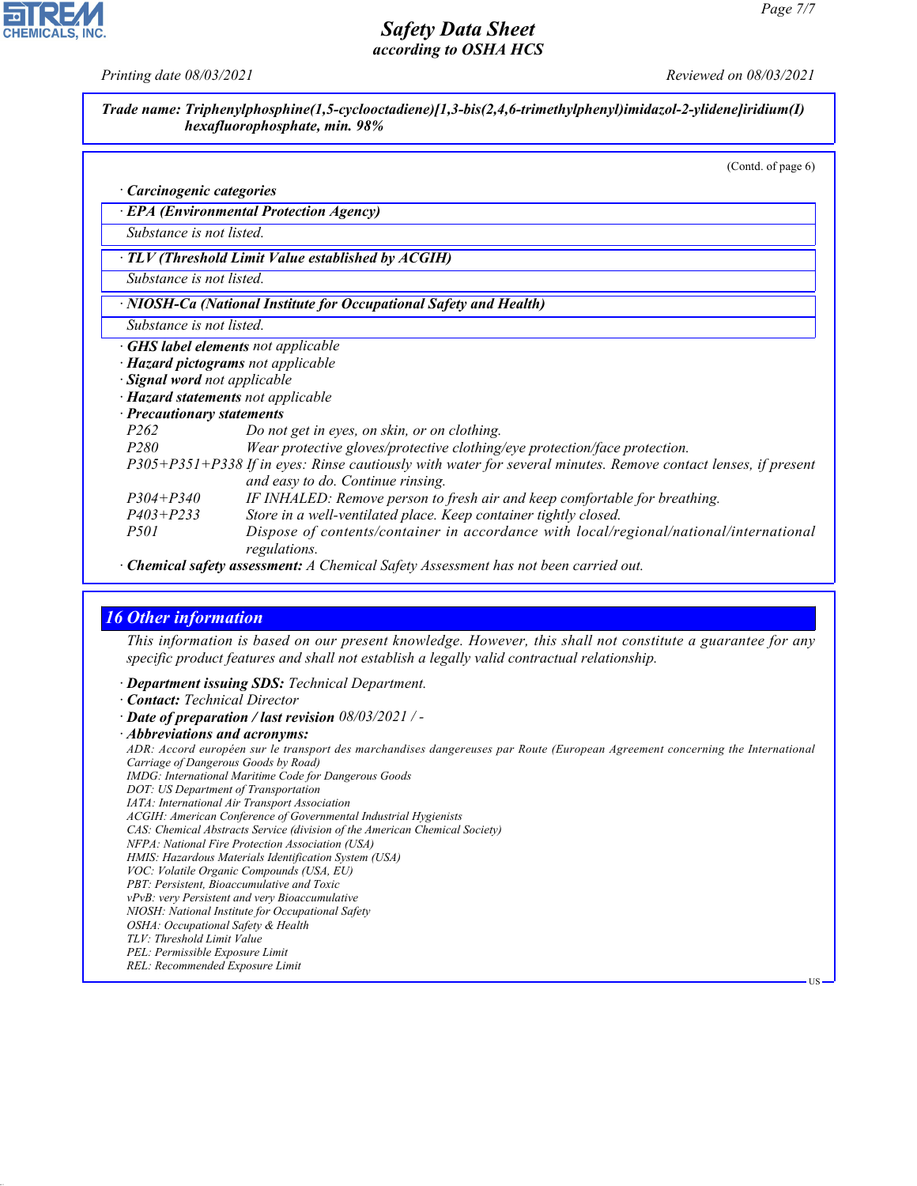**Trade name: Triphenylphosphine(1,5-cyclooctadiene)[1,3-bis(2,4,6-trimethylphenyl)imidazol-2-ylidene]iridium(I) hexafluorophosphate, min. 98%**

(Contd. of page 6)

· **Carcinogenic categories**

· **EPA (Environmental Protection Agency)**

Substance is not listed.

· **TLV (Threshold Limit Value established by ACGIH)**

Substance is not listed.

· **NIOSH-Ca (National Institute for Occupational Safety and Health)**

Substance is not listed.

· **GHS label elements** not applicable
· **Hazard pictograms** not applicable
· **Signal word** not applicable
· **Hazard statements** not applicable
· **Precautionary statements**

| | |
|---|---|
| P262 | Do not get in eyes, on skin, or on clothing. |
| P280 | Wear protective gloves/protective clothing/eye protection/face protection. |
| P305+P351+P338 | If in eyes: Rinse cautiously with water for several minutes. Remove contact lenses, if present and easy to do. Continue rinsing. |
| P304+P340 | IF INHALED: Remove person to fresh air and keep comfortable for breathing. |
| P403+P233 | Store in a well-ventilated place. Keep container tightly closed. |
| P501 | Dispose of contents/container in accordance with local/regional/national/international regulations. |

· **Chemical safety assessment:** A Chemical Safety Assessment has not been carried out.

## 16 Other information

This information is based on our present knowledge. However, this shall not constitute a guarantee for any specific product features and shall not establish a legally valid contractual relationship.

· **Department issuing SDS:** Technical Department.
· **Contact:** Technical Director
· **Date of preparation / last revision** 08/03/2021 / -
· **Abbreviations and acronyms:**

ADR: Accord européen sur le transport des marchandises dangereuses par Route (European Agreement concerning the International Carriage of Dangerous Goods by Road)
IMDG: International Maritime Code for Dangerous Goods
DOT: US Department of Transportation
IATA: International Air Transport Association
ACGIH: American Conference of Governmental Industrial Hygienists
CAS: Chemical Abstracts Service (division of the American Chemical Society)
NFPA: National Fire Protection Association (USA)
HMIS: Hazardous Materials Identification System (USA)
VOC: Volatile Organic Compounds (USA, EU)
PBT: Persistent, Bioaccumulative and Toxic
vPvB: very Persistent and very Bioaccumulative
NIOSH: National Institute for Occupational Safety
OSHA: Occupational Safety & Health
TLV: Threshold Limit Value
PEL: Permissible Exposure Limit
REL: Recommended Exposure Limit